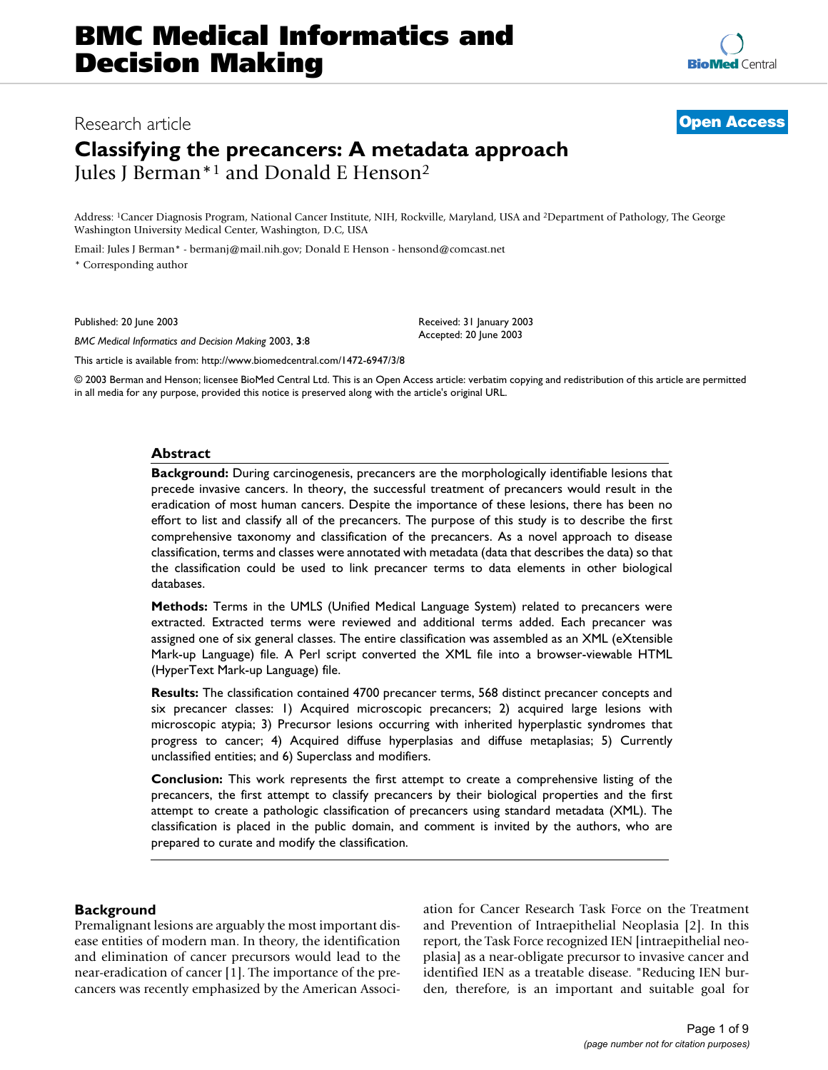Research article

**Open Access**

# Classifying the precancers: A metadata approach

Jules J Berman*[1] and Donald E Henson[2]

Address: [1]Cancer Diagnosis Program, National Cancer Institute, NIH, Rockville, Maryland, USA and [2]Department of Pathology, The George Washington University Medical Center, Washington, D.C, USA

Email: Jules J Berman* - bermanj@mail.nih.gov; Donald E Henson - hensond@comcast.net

\* Corresponding author

Published: 20 June 2003

*BMC Medical Informatics and Decision Making* 2003, **3**:8

Received: 31 January 2003
Accepted: 20 June 2003

This article is available from: http://www.biomedcentral.com/1472-6947/3/8

© 2003 Berman and Henson; licensee BioMed Central Ltd. This is an Open Access article: verbatim copying and redistribution of this article are permitted in all media for any purpose, provided this notice is preserved along with the article's original URL.

## Abstract

**Background:** During carcinogenesis, precancers are the morphologically identifiable lesions that precede invasive cancers. In theory, the successful treatment of precancers would result in the eradication of most human cancers. Despite the importance of these lesions, there has been no effort to list and classify all of the precancers. The purpose of this study is to describe the first comprehensive taxonomy and classification of the precancers. As a novel approach to disease classification, terms and classes were annotated with metadata (data that describes the data) so that the classification could be used to link precancer terms to data elements in other biological databases.

**Methods:** Terms in the UMLS (Unified Medical Language System) related to precancers were extracted. Extracted terms were reviewed and additional terms added. Each precancer was assigned one of six general classes. The entire classification was assembled as an XML (eXtensible Mark-up Language) file. A Perl script converted the XML file into a browser-viewable HTML (HyperText Mark-up Language) file.

**Results:** The classification contained 4700 precancer terms, 568 distinct precancer concepts and six precancer classes: 1) Acquired microscopic precancers; 2) acquired large lesions with microscopic atypia; 3) Precursor lesions occurring with inherited hyperplastic syndromes that progress to cancer; 4) Acquired diffuse hyperplasias and diffuse metaplasias; 5) Currently unclassified entities; and 6) Superclass and modifiers.

**Conclusion:** This work represents the first attempt to create a comprehensive listing of the precancers, the first attempt to classify precancers by their biological properties and the first attempt to create a pathologic classification of precancers using standard metadata (XML). The classification is placed in the public domain, and comment is invited by the authors, who are prepared to curate and modify the classification.

## Background

Premalignant lesions are arguably the most important disease entities of modern man. In theory, the identification and elimination of cancer precursors would lead to the near-eradication of cancer [1]. The importance of the precancers was recently emphasized by the American Association for Cancer Research Task Force on the Treatment and Prevention of Intraepithelial Neoplasia [2]. In this report, the Task Force recognized IEN [intraepithelial neoplasia] as a near-obligate precursor to invasive cancer and identified IEN as a treatable disease. "Reducing IEN burden, therefore, is an important and suitable goal for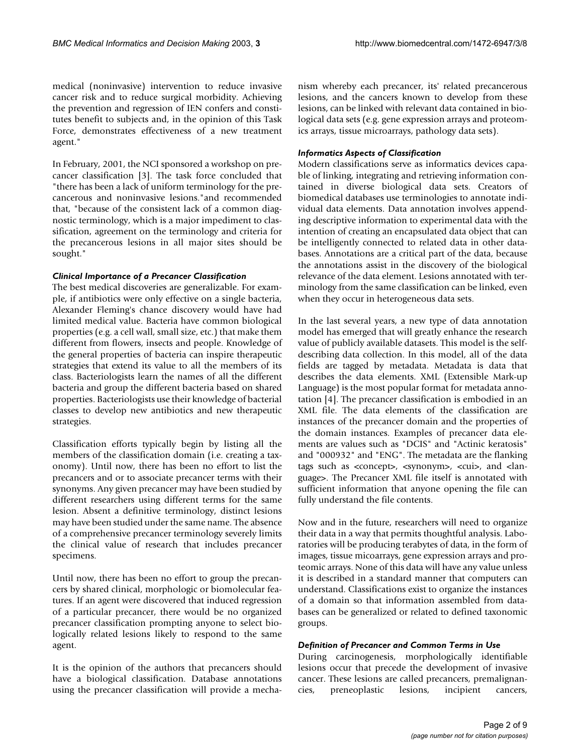medical (noninvasive) intervention to reduce invasive cancer risk and to reduce surgical morbidity. Achieving the prevention and regression of IEN confers and constitutes benefit to subjects and, in the opinion of this Task Force, demonstrates effectiveness of a new treatment agent."

In February, 2001, the NCI sponsored a workshop on precancer classification [3]. The task force concluded that "there has been a lack of uniform terminology for the precancerous and noninvasive lesions."and recommended that, "because of the consistent lack of a common diagnostic terminology, which is a major impediment to classification, agreement on the terminology and criteria for the precancerous lesions in all major sites should be sought."

### *Clinical Importance of a Precancer Classification*

The best medical discoveries are generalizable. For example, if antibiotics were only effective on a single bacteria, Alexander Fleming's chance discovery would have had limited medical value. Bacteria have common biological properties (e.g. a cell wall, small size, etc.) that make them different from flowers, insects and people. Knowledge of the general properties of bacteria can inspire therapeutic strategies that extend its value to all the members of its class. Bacteriologists learn the names of all the different bacteria and group the different bacteria based on shared properties. Bacteriologists use their knowledge of bacterial classes to develop new antibiotics and new therapeutic strategies.

Classification efforts typically begin by listing all the members of the classification domain (i.e. creating a taxonomy). Until now, there has been no effort to list the precancers and or to associate precancer terms with their synonyms. Any given precancer may have been studied by different researchers using different terms for the same lesion. Absent a definitive terminology, distinct lesions may have been studied under the same name. The absence of a comprehensive precancer terminology severely limits the clinical value of research that includes precancer specimens.

Until now, there has been no effort to group the precancers by shared clinical, morphologic or biomolecular features. If an agent were discovered that induced regression of a particular precancer, there would be no organized precancer classification prompting anyone to select biologically related lesions likely to respond to the same agent.

It is the opinion of the authors that precancers should have a biological classification. Database annotations using the precancer classification will provide a mechanism whereby each precancer, its' related precancerous lesions, and the cancers known to develop from these lesions, can be linked with relevant data contained in biological data sets (e.g. gene expression arrays and proteomics arrays, tissue microarrays, pathology data sets).

### *Informatics Aspects of Classification*

Modern classifications serve as informatics devices capable of linking, integrating and retrieving information contained in diverse biological data sets. Creators of biomedical databases use terminologies to annotate individual data elements. Data annotation involves appending descriptive information to experimental data with the intention of creating an encapsulated data object that can be intelligently connected to related data in other databases. Annotations are a critical part of the data, because the annotations assist in the discovery of the biological relevance of the data element. Lesions annotated with terminology from the same classification can be linked, even when they occur in heterogeneous data sets.

In the last several years, a new type of data annotation model has emerged that will greatly enhance the research value of publicly available datasets. This model is the self-describing data collection. In this model, all of the data fields are tagged by metadata. Metadata is data that describes the data elements. XML (Extensible Mark-up Language) is the most popular format for metadata annotation [4]. The precancer classification is embodied in an XML file. The data elements of the classification are instances of the precancer domain and the properties of the domain instances. Examples of precancer data elements are values such as "DCIS" and "Actinic keratosis" and "000932" and "ENG". The metadata are the flanking tags such as <concept>, <synonym>, <cui>, and <language>. The Precancer XML file itself is annotated with sufficient information that anyone opening the file can fully understand the file contents.

Now and in the future, researchers will need to organize their data in a way that permits thoughtful analysis. Laboratories will be producing terabytes of data, in the form of images, tissue micoarrays, gene expression arrays and proteomic arrays. None of this data will have any value unless it is described in a standard manner that computers can understand. Classifications exist to organize the instances of a domain so that information assembled from databases can be generalized or related to defined taxonomic groups.

### *Definition of Precancer and Common Terms in Use*

During carcinogenesis, morphologically identifiable lesions occur that precede the development of invasive cancer. These lesions are called precancers, premalignancies, preneoplastic lesions, incipient cancers,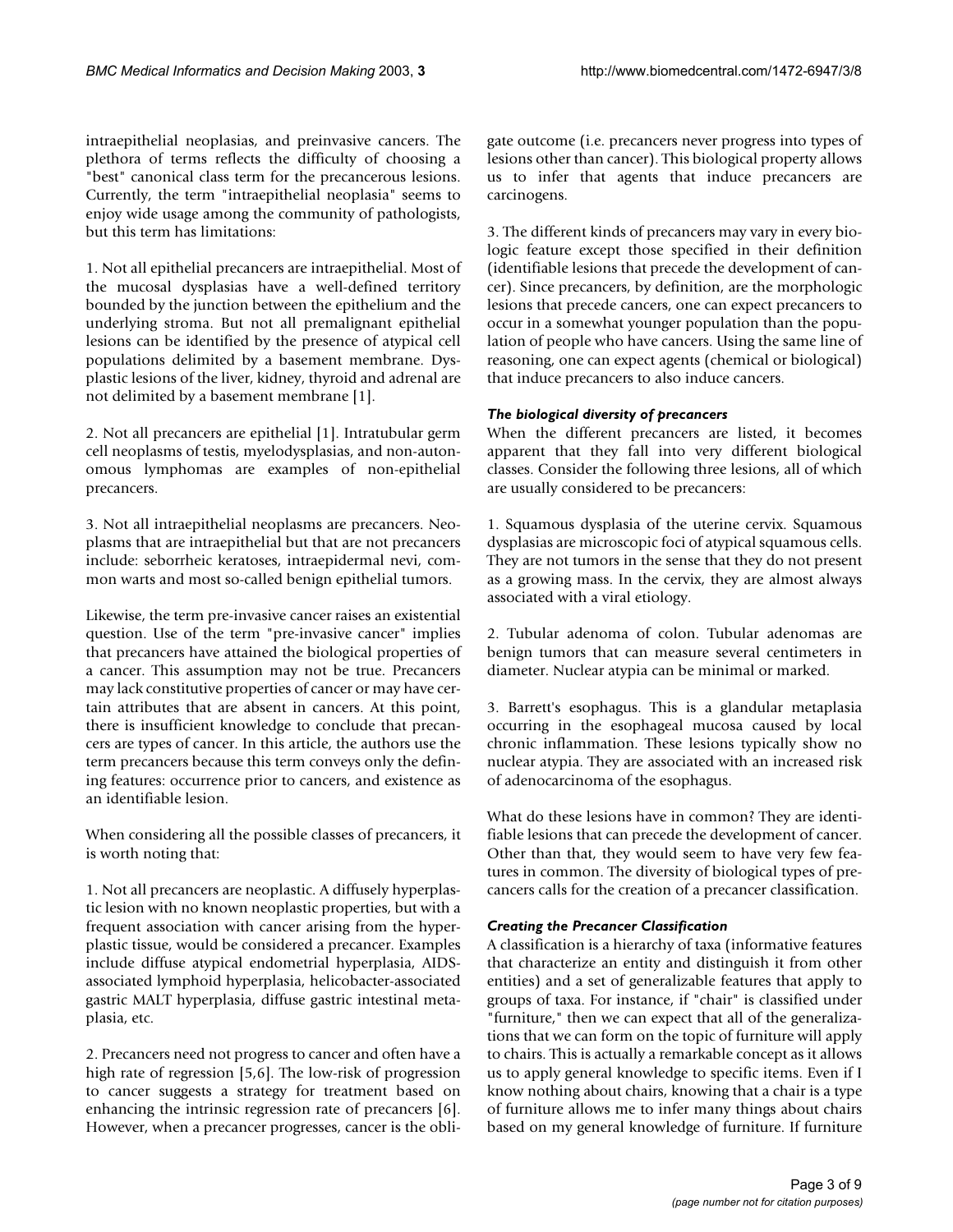intraepithelial neoplasias, and preinvasive cancers. The plethora of terms reflects the difficulty of choosing a "best" canonical class term for the precancerous lesions. Currently, the term "intraepithelial neoplasia" seems to enjoy wide usage among the community of pathologists, but this term has limitations:

1. Not all epithelial precancers are intraepithelial. Most of the mucosal dysplasias have a well-defined territory bounded by the junction between the epithelium and the underlying stroma. But not all premalignant epithelial lesions can be identified by the presence of atypical cell populations delimited by a basement membrane. Dysplastic lesions of the liver, kidney, thyroid and adrenal are not delimited by a basement membrane [1].

2. Not all precancers are epithelial [1]. Intratubular germ cell neoplasms of testis, myelodysplasias, and non-autonomous lymphomas are examples of non-epithelial precancers.

3. Not all intraepithelial neoplasms are precancers. Neoplasms that are intraepithelial but that are not precancers include: seborrheic keratoses, intraepidermal nevi, common warts and most so-called benign epithelial tumors.

Likewise, the term pre-invasive cancer raises an existential question. Use of the term "pre-invasive cancer" implies that precancers have attained the biological properties of a cancer. This assumption may not be true. Precancers may lack constitutive properties of cancer or may have certain attributes that are absent in cancers. At this point, there is insufficient knowledge to conclude that precancers are types of cancer. In this article, the authors use the term precancers because this term conveys only the defining features: occurrence prior to cancers, and existence as an identifiable lesion.

When considering all the possible classes of precancers, it is worth noting that:

1. Not all precancers are neoplastic. A diffusely hyperplastic lesion with no known neoplastic properties, but with a frequent association with cancer arising from the hyperplastic tissue, would be considered a precancer. Examples include diffuse atypical endometrial hyperplasia, AIDS-associated lymphoid hyperplasia, helicobacter-associated gastric MALT hyperplasia, diffuse gastric intestinal metaplasia, etc.

2. Precancers need not progress to cancer and often have a high rate of regression [5,6]. The low-risk of progression to cancer suggests a strategy for treatment based on enhancing the intrinsic regression rate of precancers [6]. However, when a precancer progresses, cancer is the obligate outcome (i.e. precancers never progress into types of lesions other than cancer). This biological property allows us to infer that agents that induce precancers are carcinogens.

3. The different kinds of precancers may vary in every biologic feature except those specified in their definition (identifiable lesions that precede the development of cancer). Since precancers, by definition, are the morphologic lesions that precede cancers, one can expect precancers to occur in a somewhat younger population than the population of people who have cancers. Using the same line of reasoning, one can expect agents (chemical or biological) that induce precancers to also induce cancers.

### *The biological diversity of precancers*

When the different precancers are listed, it becomes apparent that they fall into very different biological classes. Consider the following three lesions, all of which are usually considered to be precancers:

1. Squamous dysplasia of the uterine cervix. Squamous dysplasias are microscopic foci of atypical squamous cells. They are not tumors in the sense that they do not present as a growing mass. In the cervix, they are almost always associated with a viral etiology.

2. Tubular adenoma of colon. Tubular adenomas are benign tumors that can measure several centimeters in diameter. Nuclear atypia can be minimal or marked.

3. Barrett's esophagus. This is a glandular metaplasia occurring in the esophageal mucosa caused by local chronic inflammation. These lesions typically show no nuclear atypia. They are associated with an increased risk of adenocarcinoma of the esophagus.

What do these lesions have in common? They are identifiable lesions that can precede the development of cancer. Other than that, they would seem to have very few features in common. The diversity of biological types of precancers calls for the creation of a precancer classification.

### *Creating the Precancer Classification*

A classification is a hierarchy of taxa (informative features that characterize an entity and distinguish it from other entities) and a set of generalizable features that apply to groups of taxa. For instance, if "chair" is classified under "furniture," then we can expect that all of the generalizations that we can form on the topic of furniture will apply to chairs. This is actually a remarkable concept as it allows us to apply general knowledge to specific items. Even if I know nothing about chairs, knowing that a chair is a type of furniture allows me to infer many things about chairs based on my general knowledge of furniture. If furniture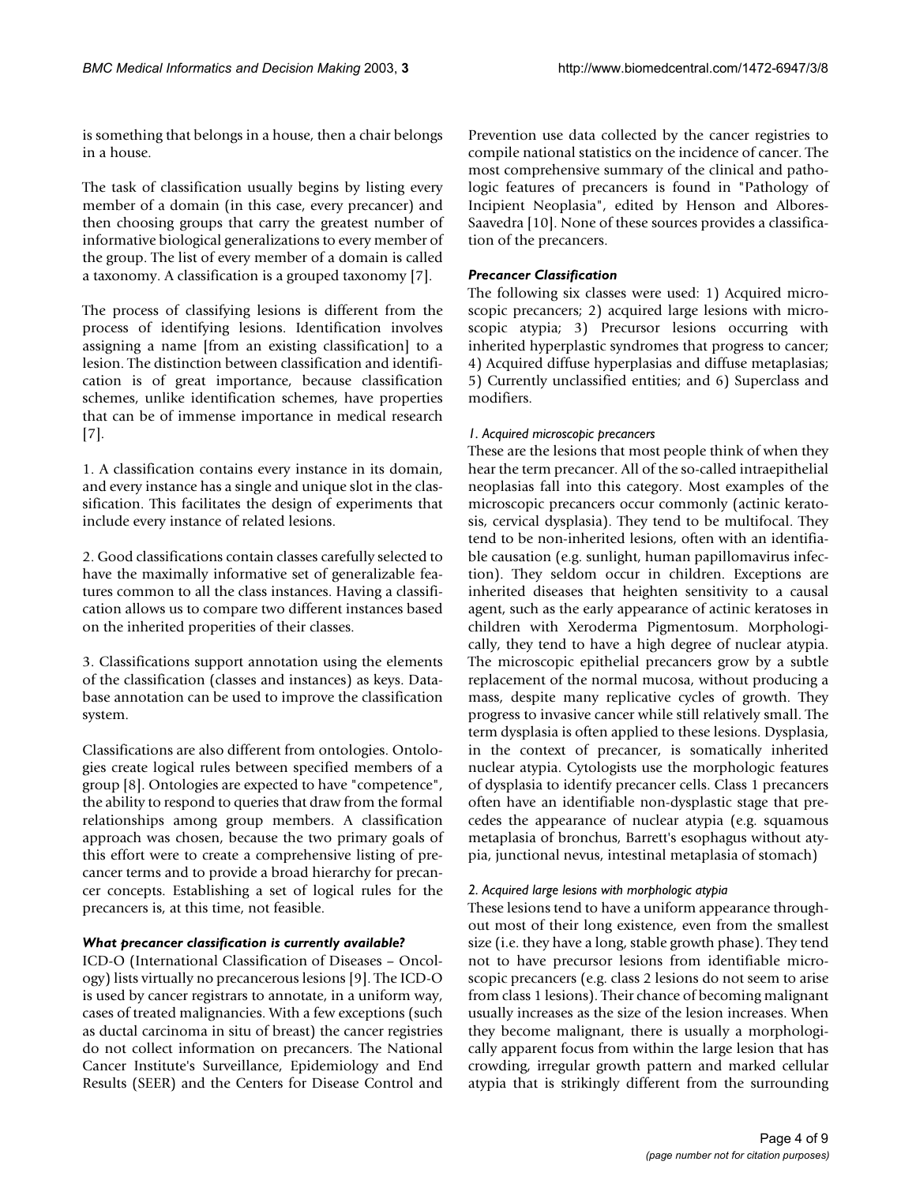is something that belongs in a house, then a chair belongs in a house.

The task of classification usually begins by listing every member of a domain (in this case, every precancer) and then choosing groups that carry the greatest number of informative biological generalizations to every member of the group. The list of every member of a domain is called a taxonomy. A classification is a grouped taxonomy [7].

The process of classifying lesions is different from the process of identifying lesions. Identification involves assigning a name [from an existing classification] to a lesion. The distinction between classification and identification is of great importance, because classification schemes, unlike identification schemes, have properties that can be of immense importance in medical research [7].

1. A classification contains every instance in its domain, and every instance has a single and unique slot in the classification. This facilitates the design of experiments that include every instance of related lesions.

2. Good classifications contain classes carefully selected to have the maximally informative set of generalizable features common to all the class instances. Having a classification allows us to compare two different instances based on the inherited properities of their classes.

3. Classifications support annotation using the elements of the classification (classes and instances) as keys. Database annotation can be used to improve the classification system.

Classifications are also different from ontologies. Ontologies create logical rules between specified members of a group [8]. Ontologies are expected to have "competence", the ability to respond to queries that draw from the formal relationships among group members. A classification approach was chosen, because the two primary goals of this effort were to create a comprehensive listing of precancer terms and to provide a broad hierarchy for precancer concepts. Establishing a set of logical rules for the precancers is, at this time, not feasible.

### *What precancer classification is currently available?*

ICD-O (International Classification of Diseases – Oncology) lists virtually no precancerous lesions [9]. The ICD-O is used by cancer registrars to annotate, in a uniform way, cases of treated malignancies. With a few exceptions (such as ductal carcinoma in situ of breast) the cancer registries do not collect information on precancers. The National Cancer Institute's Surveillance, Epidemiology and End Results (SEER) and the Centers for Disease Control and Prevention use data collected by the cancer registries to compile national statistics on the incidence of cancer. The most comprehensive summary of the clinical and pathologic features of precancers is found in "Pathology of Incipient Neoplasia", edited by Henson and Albores-Saavedra [10]. None of these sources provides a classification of the precancers.

### *Precancer Classification*

The following six classes were used: 1) Acquired microscopic precancers; 2) acquired large lesions with microscopic atypia; 3) Precursor lesions occurring with inherited hyperplastic syndromes that progress to cancer; 4) Acquired diffuse hyperplasias and diffuse metaplasias; 5) Currently unclassified entities; and 6) Superclass and modifiers.

#### *1. Acquired microscopic precancers*

These are the lesions that most people think of when they hear the term precancer. All of the so-called intraepithelial neoplasias fall into this category. Most examples of the microscopic precancers occur commonly (actinic keratosis, cervical dysplasia). They tend to be multifocal. They tend to be non-inherited lesions, often with an identifiable causation (e.g. sunlight, human papillomavirus infection). They seldom occur in children. Exceptions are inherited diseases that heighten sensitivity to a causal agent, such as the early appearance of actinic keratoses in children with Xeroderma Pigmentosum. Morphologically, they tend to have a high degree of nuclear atypia. The microscopic epithelial precancers grow by a subtle replacement of the normal mucosa, without producing a mass, despite many replicative cycles of growth. They progress to invasive cancer while still relatively small. The term dysplasia is often applied to these lesions. Dysplasia, in the context of precancer, is somatically inherited nuclear atypia. Cytologists use the morphologic features of dysplasia to identify precancer cells. Class 1 precancers often have an identifiable non-dysplastic stage that precedes the appearance of nuclear atypia (e.g. squamous metaplasia of bronchus, Barrett's esophagus without atypia, junctional nevus, intestinal metaplasia of stomach)

#### *2. Acquired large lesions with morphologic atypia*

These lesions tend to have a uniform appearance throughout most of their long existence, even from the smallest size (i.e. they have a long, stable growth phase). They tend not to have precursor lesions from identifiable microscopic precancers (e.g. class 2 lesions do not seem to arise from class 1 lesions). Their chance of becoming malignant usually increases as the size of the lesion increases. When they become malignant, there is usually a morphologically apparent focus from within the large lesion that has crowding, irregular growth pattern and marked cellular atypia that is strikingly different from the surrounding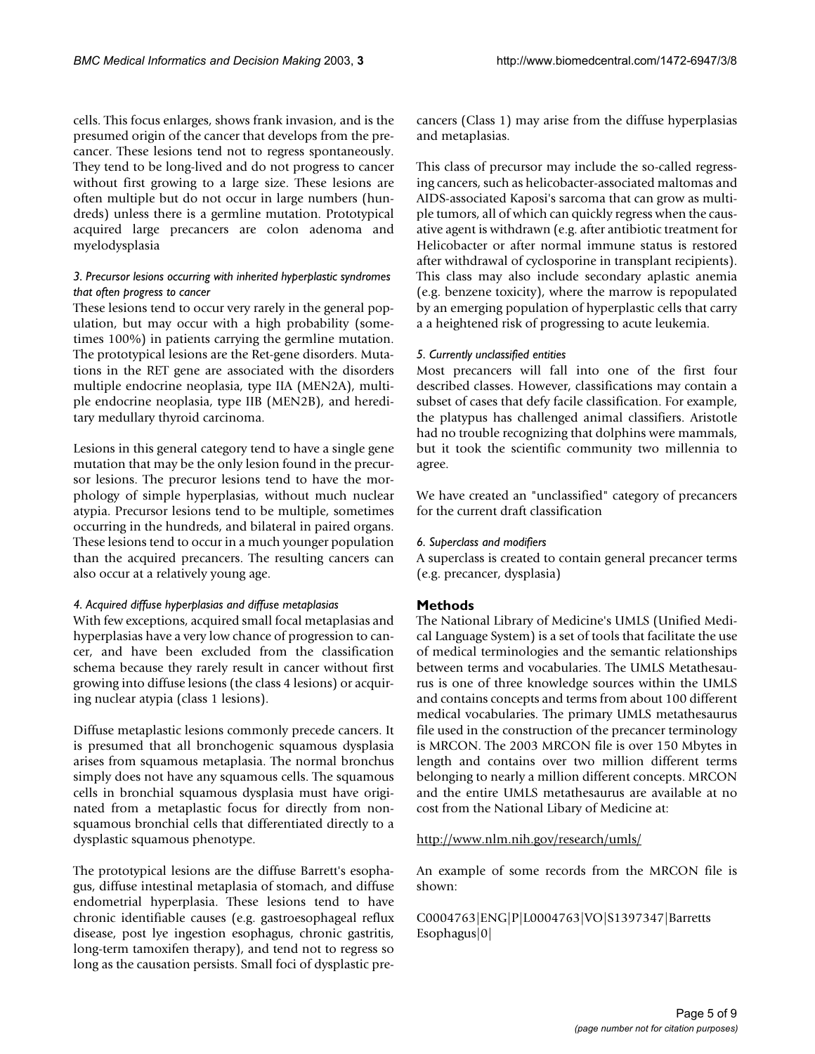cells. This focus enlarges, shows frank invasion, and is the presumed origin of the cancer that develops from the precancer. These lesions tend not to regress spontaneously. They tend to be long-lived and do not progress to cancer without first growing to a large size. These lesions are often multiple but do not occur in large numbers (hundreds) unless there is a germline mutation. Prototypical acquired large precancers are colon adenoma and myelodysplasia

*3. Precursor lesions occurring with inherited hyperplastic syndromes that often progress to cancer*

These lesions tend to occur very rarely in the general population, but may occur with a high probability (sometimes 100%) in patients carrying the germline mutation. The prototypical lesions are the Ret-gene disorders. Mutations in the RET gene are associated with the disorders multiple endocrine neoplasia, type IIA (MEN2A), multiple endocrine neoplasia, type IIB (MEN2B), and hereditary medullary thyroid carcinoma.

Lesions in this general category tend to have a single gene mutation that may be the only lesion found in the precursor lesions. The precuror lesions tend to have the morphology of simple hyperplasias, without much nuclear atypia. Precursor lesions tend to be multiple, sometimes occurring in the hundreds, and bilateral in paired organs. These lesions tend to occur in a much younger population than the acquired precancers. The resulting cancers can also occur at a relatively young age.

*4. Acquired diffuse hyperplasias and diffuse metaplasias*

With few exceptions, acquired small focal metaplasias and hyperplasias have a very low chance of progression to cancer, and have been excluded from the classification schema because they rarely result in cancer without first growing into diffuse lesions (the class 4 lesions) or acquiring nuclear atypia (class 1 lesions).

Diffuse metaplastic lesions commonly precede cancers. It is presumed that all bronchogenic squamous dysplasia arises from squamous metaplasia. The normal bronchus simply does not have any squamous cells. The squamous cells in bronchial squamous dysplasia must have originated from a metaplastic focus for directly from non-squamous bronchial cells that differentiated directly to a dysplastic squamous phenotype.

The prototypical lesions are the diffuse Barrett's esophagus, diffuse intestinal metaplasia of stomach, and diffuse endometrial hyperplasia. These lesions tend to have chronic identifiable causes (e.g. gastroesophageal reflux disease, post lye ingestion esophagus, chronic gastritis, long-term tamoxifen therapy), and tend not to regress so long as the causation persists. Small foci of dysplastic precancers (Class 1) may arise from the diffuse hyperplasias and metaplasias.

This class of precursor may include the so-called regressing cancers, such as helicobacter-associated maltomas and AIDS-associated Kaposi's sarcoma that can grow as multiple tumors, all of which can quickly regress when the causative agent is withdrawn (e.g. after antibiotic treatment for Helicobacter or after normal immune status is restored after withdrawal of cyclosporine in transplant recipients). This class may also include secondary aplastic anemia (e.g. benzene toxicity), where the marrow is repopulated by an emerging population of hyperplastic cells that carry a a heightened risk of progressing to acute leukemia.

*5. Currently unclassified entities*

Most precancers will fall into one of the first four described classes. However, classifications may contain a subset of cases that defy facile classification. For example, the platypus has challenged animal classifiers. Aristotle had no trouble recognizing that dolphins were mammals, but it took the scientific community two millennia to agree.

We have created an "unclassified" category of precancers for the current draft classification

*6. Superclass and modifiers*

A superclass is created to contain general precancer terms (e.g. precancer, dysplasia)

## Methods

The National Library of Medicine's UMLS (Unified Medical Language System) is a set of tools that facilitate the use of medical terminologies and the semantic relationships between terms and vocabularies. The UMLS Metathesaurus is one of three knowledge sources within the UMLS and contains concepts and terms from about 100 different medical vocabularies. The primary UMLS metathesaurus file used in the construction of the precancer terminology is MRCON. The 2003 MRCON file is over 150 Mbytes in length and contains over two million different terms belonging to nearly a million different concepts. MRCON and the entire UMLS metathesaurus are available at no cost from the National Libary of Medicine at:

http://www.nlm.nih.gov/research/umls/

An example of some records from the MRCON file is shown:

C0004763|ENG|P|L0004763|VO|S1397347|Barretts Esophagus|0|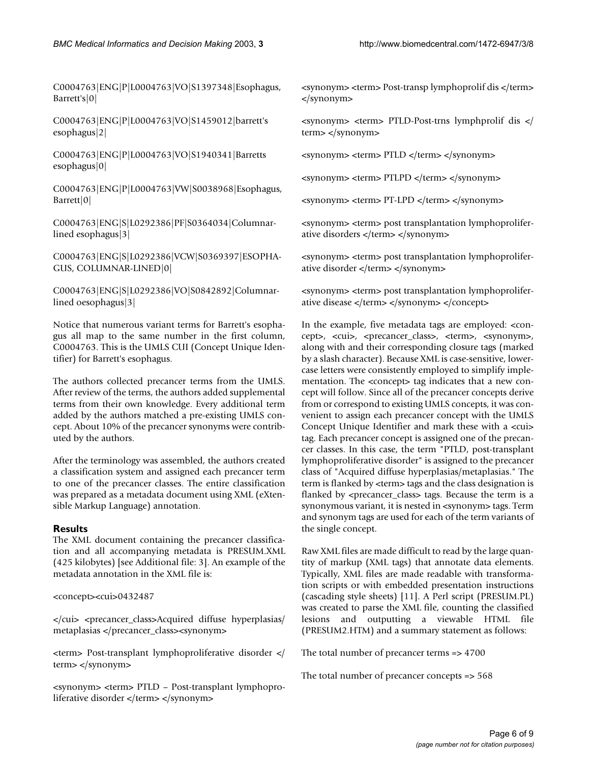C0004763|ENG|P|L0004763|VO|S1397348|Esophagus, Barrett's|0|

C0004763|ENG|P|L0004763|VO|S1459012|barrett's esophagus|2|

C0004763|ENG|P|L0004763|VO|S1940341|Barretts esophagus|0|

C0004763|ENG|P|L0004763|VW|S0038968|Esophagus, Barrett|0|

C0004763|ENG|S|L0292386|PF|S0364034|Columnar-lined esophagus|3|

C0004763|ENG|S|L0292386|VCW|S0369397|ESOPHAGUS, COLUMNAR-LINED|0|

C0004763|ENG|S|L0292386|VO|S0842892|Columnar-lined oesophagus|3|

Notice that numerous variant terms for Barrett's esophagus all map to the same number in the first column, C0004763. This is the UMLS CUI (Concept Unique Identifier) for Barrett's esophagus.

The authors collected precancer terms from the UMLS. After review of the terms, the authors added supplemental terms from their own knowledge. Every additional term added by the authors matched a pre-existing UMLS concept. About 10% of the precancer synonyms were contributed by the authors.

After the terminology was assembled, the authors created a classification system and assigned each precancer term to one of the precancer classes. The entire classification was prepared as a metadata document using XML (eXtensible Markup Language) annotation.

## Results

The XML document containing the precancer classification and all accompanying metadata is PRESUM.XML (425 kilobytes) [see Additional file: 3]. An example of the metadata annotation in the XML file is:

<concept><cui>0432487

</cui> <precancer_class>Acquired diffuse hyperplasias/ metaplasias </precancer_class><synonym>

<term> Post-transplant lymphoproliferative disorder </ term> </synonym>

<synonym> <term> PTLD – Post-transplant lymphoproliferative disorder </term> </synonym>

<synonym> <term> Post-transp lymphoprolif dis </term> </synonym>

<synonym> <term> PTLD-Post-trns lymphprolif dis </ term> </synonym>

<synonym> <term> PTLD </term> </synonym>

<synonym> <term> PTLPD </term> </synonym>

<synonym> <term> PT-LPD </term> </synonym>

<synonym> <term> post transplantation lymphoproliferative disorders </term> </synonym>

<synonym> <term> post transplantation lymphoproliferative disorder </term> </synonym>

<synonym> <term> post transplantation lymphoproliferative disease </term> </synonym> </concept>

In the example, five metadata tags are employed: <concept>, <cui>, <precancer_class>, <term>, <synonym>, along with and their corresponding closure tags (marked by a slash character). Because XML is case-sensitive, lowercase letters were consistently employed to simplify implementation. The <concept> tag indicates that a new concept will follow. Since all of the precancer concepts derive from or correspond to existing UMLS concepts, it was convenient to assign each precancer concept with the UMLS Concept Unique Identifier and mark these with a <cui> tag. Each precancer concept is assigned one of the precancer classes. In this case, the term "PTLD, post-transplant lymphoproliferative disorder" is assigned to the precancer class of "Acquired diffuse hyperplasias/metaplasias." The term is flanked by <term> tags and the class designation is flanked by <precancer_class> tags. Because the term is a synonymous variant, it is nested in <synonym> tags. Term and synonym tags are used for each of the term variants of the single concept.

Raw XML files are made difficult to read by the large quantity of markup (XML tags) that annotate data elements. Typically, XML files are made readable with transformation scripts or with embedded presentation instructions (cascading style sheets) [11]. A Perl script (PRESUM.PL) was created to parse the XML file, counting the classified lesions and outputting a viewable HTML file (PRESUM2.HTM) and a summary statement as follows:

The total number of precancer terms => 4700

The total number of precancer concepts => 568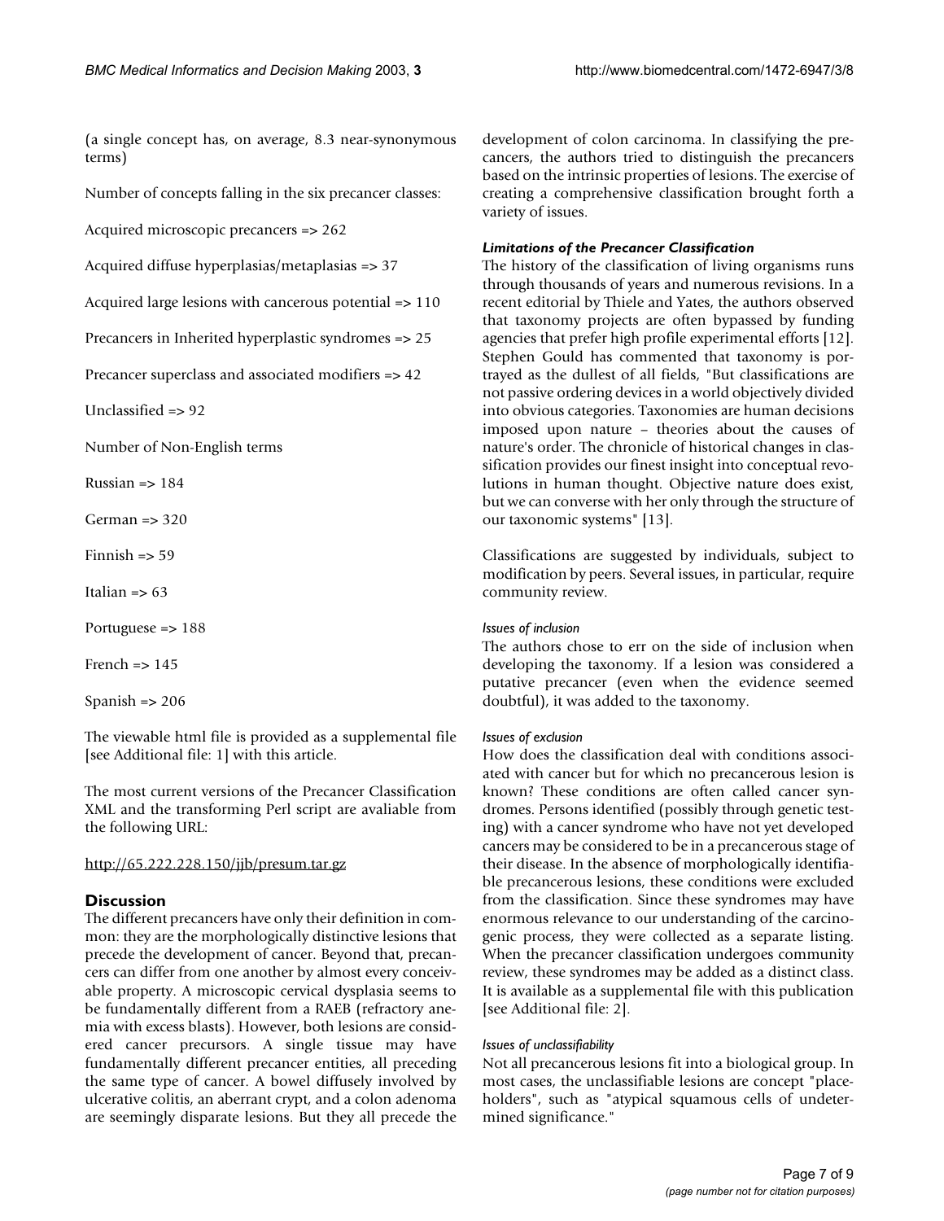(a single concept has, on average, 8.3 near-synonymous terms)

Number of concepts falling in the six precancer classes:

Acquired microscopic precancers => 262

Acquired diffuse hyperplasias/metaplasias => 37

Acquired large lesions with cancerous potential => 110

Precancers in Inherited hyperplastic syndromes => 25

Precancer superclass and associated modifiers => 42

Unclassified => 92

Number of Non-English terms

Russian => 184

German => 320

Finnish => 59

Italian => 63

Portuguese => 188

French => 145

Spanish => 206

The viewable html file is provided as a supplemental file [see Additional file: 1] with this article.

The most current versions of the Precancer Classification XML and the transforming Perl script are avaliable from the following URL:

http://65.222.228.150/jjb/presum.tar.gz

## Discussion

The different precancers have only their definition in common: they are the morphologically distinctive lesions that precede the development of cancer. Beyond that, precancers can differ from one another by almost every conceivable property. A microscopic cervical dysplasia seems to be fundamentally different from a RAEB (refractory anemia with excess blasts). However, both lesions are considered cancer precursors. A single tissue may have fundamentally different precancer entities, all preceding the same type of cancer. A bowel diffusely involved by ulcerative colitis, an aberrant crypt, and a colon adenoma are seemingly disparate lesions. But they all precede the development of colon carcinoma. In classifying the precancers, the authors tried to distinguish the precancers based on the intrinsic properties of lesions. The exercise of creating a comprehensive classification brought forth a variety of issues.

### *Limitations of the Precancer Classification*

The history of the classification of living organisms runs through thousands of years and numerous revisions. In a recent editorial by Thiele and Yates, the authors observed that taxonomy projects are often bypassed by funding agencies that prefer high profile experimental efforts [12]. Stephen Gould has commented that taxonomy is portrayed as the dullest of all fields, "But classifications are not passive ordering devices in a world objectively divided into obvious categories. Taxonomies are human decisions imposed upon nature – theories about the causes of nature's order. The chronicle of historical changes in classification provides our finest insight into conceptual revolutions in human thought. Objective nature does exist, but we can converse with her only through the structure of our taxonomic systems" [13].

Classifications are suggested by individuals, subject to modification by peers. Several issues, in particular, require community review.

#### *Issues of inclusion*

The authors chose to err on the side of inclusion when developing the taxonomy. If a lesion was considered a putative precancer (even when the evidence seemed doubtful), it was added to the taxonomy.

#### *Issues of exclusion*

How does the classification deal with conditions associated with cancer but for which no precancerous lesion is known? These conditions are often called cancer syndromes. Persons identified (possibly through genetic testing) with a cancer syndrome who have not yet developed cancers may be considered to be in a precancerous stage of their disease. In the absence of morphologically identifiable precancerous lesions, these conditions were excluded from the classification. Since these syndromes may have enormous relevance to our understanding of the carcinogenic process, they were collected as a separate listing. When the precancer classification undergoes community review, these syndromes may be added as a distinct class. It is available as a supplemental file with this publication [see Additional file: 2].

#### *Issues of unclassifiability*

Not all precancerous lesions fit into a biological group. In most cases, the unclassifiable lesions are concept "placeholders", such as "atypical squamous cells of undetermined significance."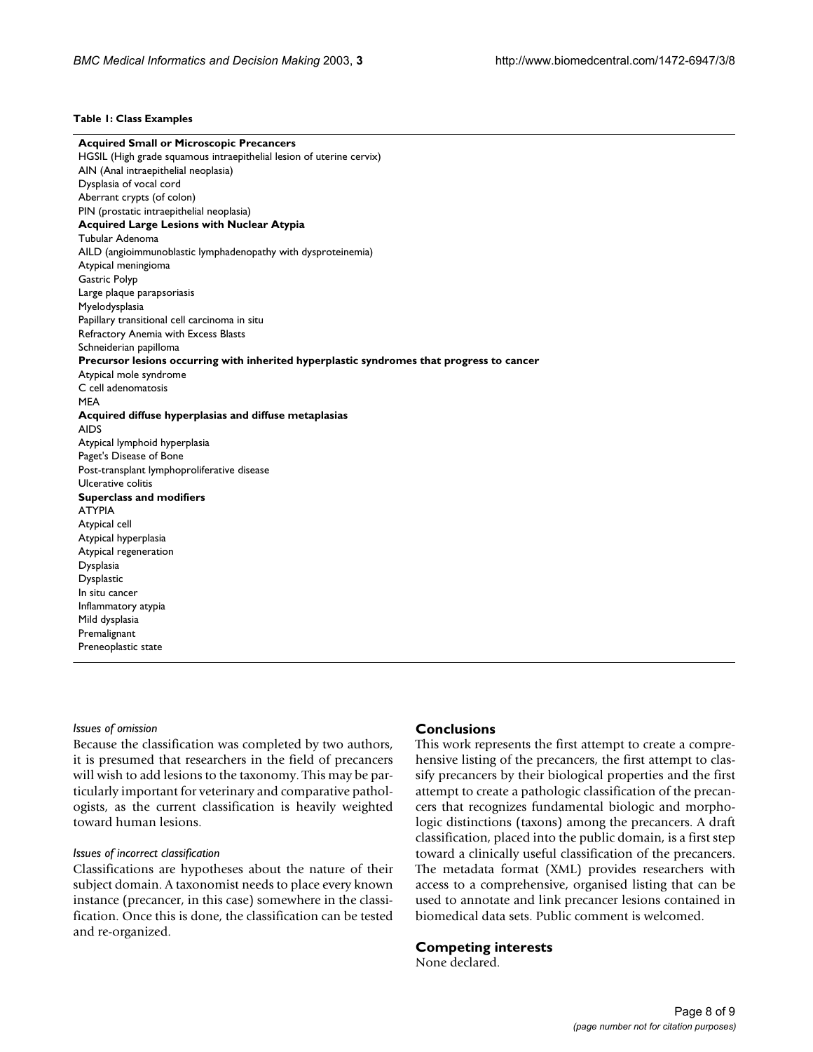**Table 1: Class Examples**

| |
|---|
| **Acquired Small or Microscopic Precancers** |
| HGSIL (High grade squamous intraepithelial lesion of uterine cervix) |
| AIN (Anal intraepithelial neoplasia) |
| Dysplasia of vocal cord |
| Aberrant crypts (of colon) |
| PIN (prostatic intraepithelial neoplasia) |
| **Acquired Large Lesions with Nuclear Atypia** |
| Tubular Adenoma |
| AILD (angioimmunoblastic lymphadenopathy with dysproteinemia) |
| Atypical meningioma |
| Gastric Polyp |
| Large plaque parapsoriasis |
| Myelodysplasia |
| Papillary transitional cell carcinoma in situ |
| Refractory Anemia with Excess Blasts |
| Schneiderian papilloma |
| **Precursor lesions occurring with inherited hyperplastic syndromes that progress to cancer** |
| Atypical mole syndrome |
| C cell adenomatosis |
| MEA |
| **Acquired diffuse hyperplasias and diffuse metaplasias** |
| AIDS |
| Atypical lymphoid hyperplasia |
| Paget's Disease of Bone |
| Post-transplant lymphoproliferative disease |
| Ulcerative colitis |
| **Superclass and modifiers** |
| ATYPIA |
| Atypical cell |
| Atypical hyperplasia |
| Atypical regeneration |
| Dysplasia |
| Dysplastic |
| In situ cancer |
| Inflammatory atypia |
| Mild dysplasia |
| Premalignant |
| Preneoplastic state |

*Issues of omission*

Because the classification was completed by two authors, it is presumed that researchers in the field of precancers will wish to add lesions to the taxonomy. This may be particularly important for veterinary and comparative pathologists, as the current classification is heavily weighted toward human lesions.

*Issues of incorrect classification*

Classifications are hypotheses about the nature of their subject domain. A taxonomist needs to place every known instance (precancer, in this case) somewhere in the classification. Once this is done, the classification can be tested and re-organized.

## Conclusions

This work represents the first attempt to create a comprehensive listing of the precancers, the first attempt to classify precancers by their biological properties and the first attempt to create a pathologic classification of the precancers that recognizes fundamental biologic and morphologic distinctions (taxons) among the precancers. A draft classification, placed into the public domain, is a first step toward a clinically useful classification of the precancers. The metadata format (XML) provides researchers with access to a comprehensive, organised listing that can be used to annotate and link precancer lesions contained in biomedical data sets. Public comment is welcomed.

## Competing interests

None declared.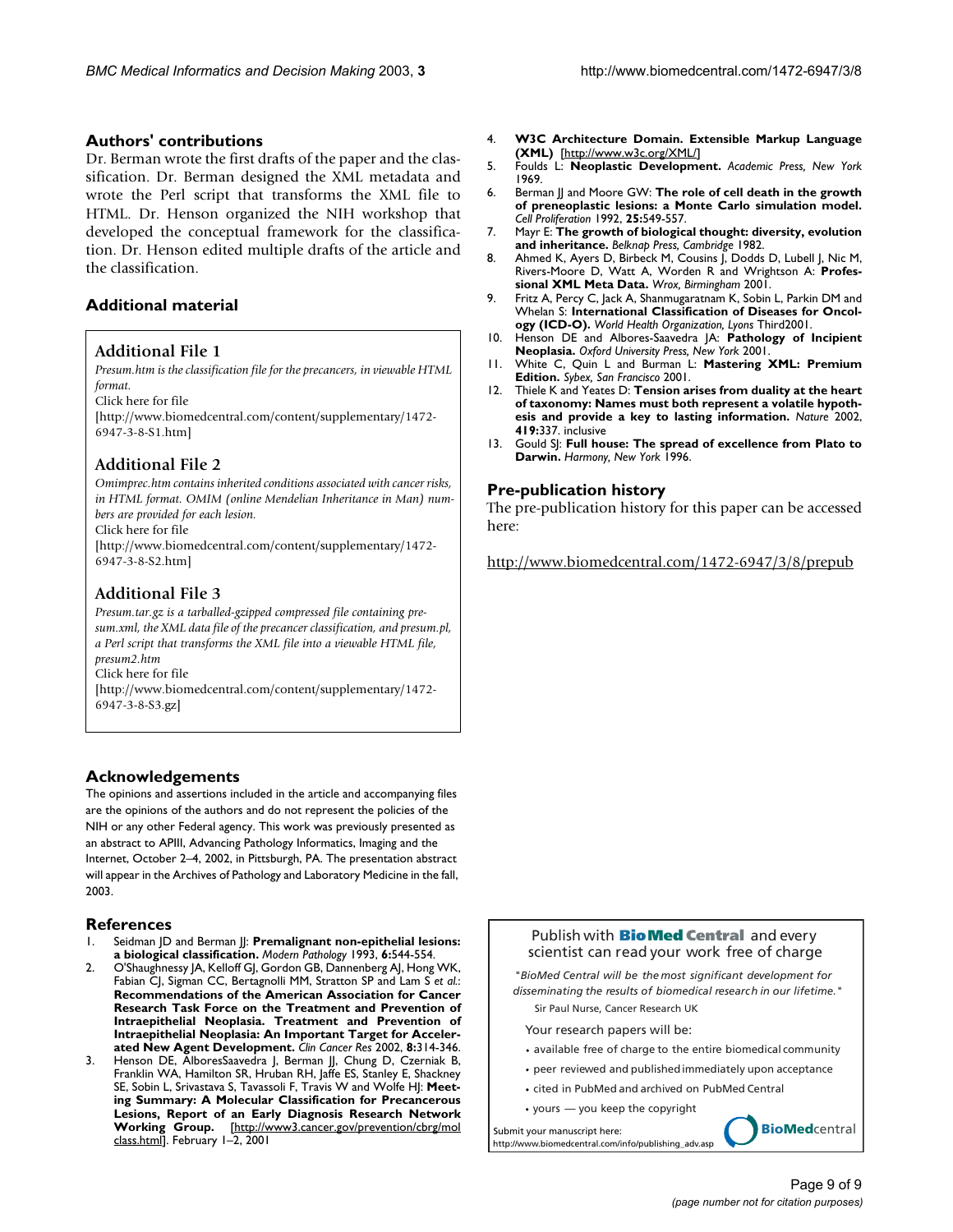## Authors' contributions

Dr. Berman wrote the first drafts of the paper and the classification. Dr. Berman designed the XML metadata and wrote the Perl script that transforms the XML file to HTML. Dr. Henson organized the NIH workshop that developed the conceptual framework for the classification. Dr. Henson edited multiple drafts of the article and the classification.

## Additional material

### Additional File 1

*Presum.htm is the classification file for the precancers, in viewable HTML format.*

Click here for file

[http://www.biomedcentral.com/content/supplementary/1472-6947-3-8-S1.htm]

### Additional File 2

*Omimprec.htm contains inherited conditions associated with cancer risks, in HTML format. OMIM (online Mendelian Inheritance in Man) numbers are provided for each lesion.*

Click here for file

[http://www.biomedcentral.com/content/supplementary/1472-6947-3-8-S2.htm]

### Additional File 3

*Presum.tar.gz is a tarballed-gzipped compressed file containing presum.xml, the XML data file of the precancer classification, and presum.pl, a Perl script that transforms the XML file into a viewable HTML file, presum2.htm*

Click here for file

[http://www.biomedcentral.com/content/supplementary/1472-6947-3-8-S3.gz]

## Acknowledgements

The opinions and assertions included in the article and accompanying files are the opinions of the authors and do not represent the policies of the NIH or any other Federal agency. This work was previously presented as an abstract to APIII, Advancing Pathology Informatics, Imaging and the Internet, October 2–4, 2002, in Pittsburgh, PA. The presentation abstract will appear in the Archives of Pathology and Laboratory Medicine in the fall, 2003.

## References

1. Seidman JD and Berman JJ: **Premalignant non-epithelial lesions: a biological classification.** *Modern Pathology* 1993, **6:**544-554.
2. O'Shaughnessy JA, Kelloff GJ, Gordon GB, Dannenberg AJ, Hong WK, Fabian CJ, Sigman CC, Bertagnolli MM, Stratton SP and Lam S *et al.*: **Recommendations of the American Association for Cancer Research Task Force on the Treatment and Prevention of Intraepithelial Neoplasia. Treatment and Prevention of Intraepithelial Neoplasia: An Important Target for Accelerated New Agent Development.** *Clin Cancer Res* 2002, **8:**314-346.
3. Henson DE, AlboresSaavedra J, Berman JJ, Chung D, Czerniak B, Franklin WA, Hamilton SR, Hruban RH, Jaffe ES, Stanley E, Shackney SE, Sobin L, Srivastava S, Tavassoli F, Travis W and Wolfe HJ: **Meeting Summary: A Molecular Classification for Precancerous Lesions, Report of an Early Diagnosis Research Network Working Group.** [http://www3.cancer.gov/prevention/cbrg/molclass.html]. February 1–2, 2001
4. **W3C Architecture Domain. Extensible Markup Language (XML)** [http://www.w3c.org/XML/]
5. Foulds L: **Neoplastic Development.** *Academic Press, New York* 1969.
6. Berman JJ and Moore GW: **The role of cell death in the growth of preneoplastic lesions: a Monte Carlo simulation model.** *Cell Proliferation* 1992, **25:**549-557.
7. Mayr E: **The growth of biological thought: diversity, evolution and inheritance.** *Belknap Press, Cambridge* 1982.
8. Ahmed K, Ayers D, Birbeck M, Cousins J, Dodds D, Lubell J, Nic M, Rivers-Moore D, Watt A, Worden R and Wrightson A: **Professional XML Meta Data.** *Wrox, Birmingham* 2001.
9. Fritz A, Percy C, Jack A, Shanmugaratnam K, Sobin L, Parkin DM and Whelan S: **International Classification of Diseases for Oncology (ICD-O).** *World Health Organization, Lyons* Third2001.
10. Henson DE and Albores-Saavedra JA: **Pathology of Incipient Neoplasia.** *Oxford University Press, New York* 2001.
11. White C, Quin L and Burman L: **Mastering XML: Premium Edition.** *Sybex, San Francisco* 2001.
12. Thiele K and Yeates D: **Tension arises from duality at the heart of taxonomy: Names must both represent a volatile hypothesis and provide a key to lasting information.** *Nature* 2002, **419:**337. inclusive
13. Gould SJ: **Full house: The spread of excellence from Plato to Darwin.** *Harmony, New York* 1996.

## Pre-publication history

The pre-publication history for this paper can be accessed here:

http://www.biomedcentral.com/1472-6947/3/8/prepub

Publish with **BioMed Central** and every scientist can read your work free of charge

*"BioMed Central will be the most significant development for disseminating the results of biomedical research in our lifetime."*

Sir Paul Nurse, Cancer Research UK

Your research papers will be:

- available free of charge to the entire biomedical community
- peer reviewed and published immediately upon acceptance
- cited in PubMed and archived on PubMed Central
- yours — you keep the copyright

Submit your manuscript here:
http://www.biomedcentral.com/info/publishing_adv.asp

BioMedcentral